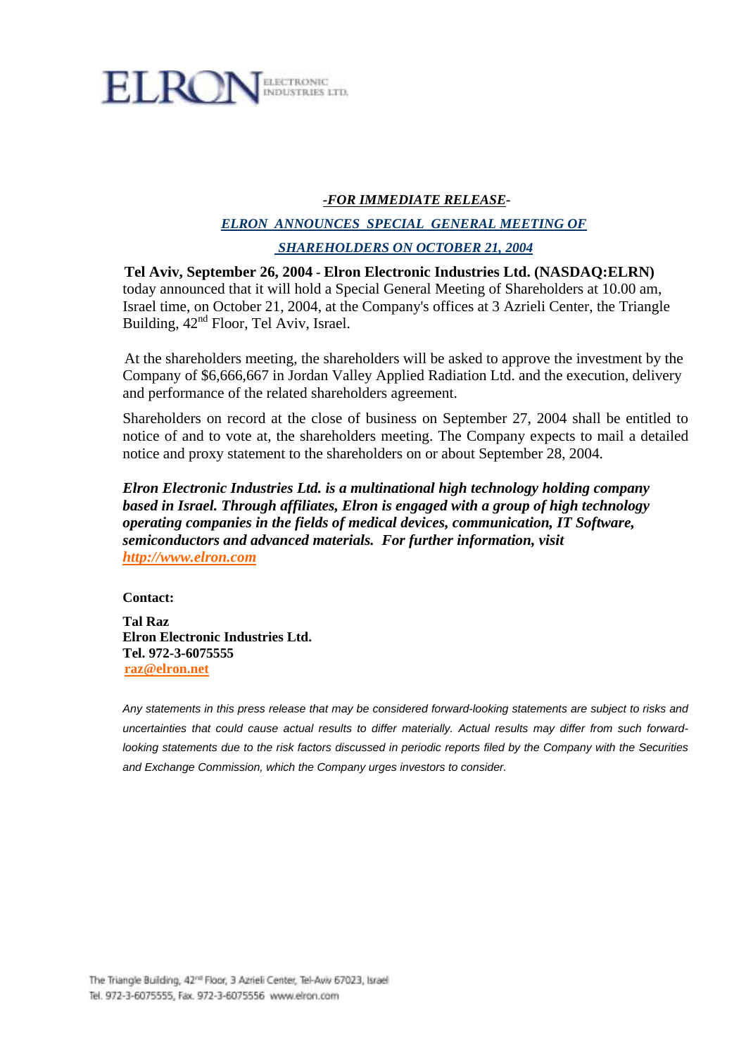ELRON ELECTRONIC INDUSTRIES LTD.

***-FOR IMMEDIATE RELEASE-***

## *ELRON ANNOUNCES SPECIAL GENERAL MEETING OF SHAREHOLDERS ON OCTOBER 21, 2004*

**Tel Aviv, September 26, 2004 - Elron Electronic Industries Ltd. (NASDAQ:ELRN)** today announced that it will hold a Special General Meeting of Shareholders at 10.00 am, Israel time, on October 21, 2004, at the Company's offices at 3 Azrieli Center, the Triangle Building, 42nd Floor, Tel Aviv, Israel.

At the shareholders meeting, the shareholders will be asked to approve the investment by the Company of $6,666,667 in Jordan Valley Applied Radiation Ltd. and the execution, delivery and performance of the related shareholders agreement.

Shareholders on record at the close of business on September 27, 2004 shall be entitled to notice of and to vote at, the shareholders meeting. The Company expects to mail a detailed notice and proxy statement to the shareholders on or about September 28, 2004.

***Elron Electronic Industries Ltd. is a multinational high technology holding company based in Israel. Through affiliates, Elron is engaged with a group of high technology operating companies in the fields of medical devices, communication, IT Software, semiconductors and advanced materials. For further information, visit http://www.elron.com***

**Contact:**

**Tal Raz**
**Elron Electronic Industries Ltd.**
**Tel. 972-3-6075555**
**raz@elron.net**

*Any statements in this press release that may be considered forward-looking statements are subject to risks and uncertainties that could cause actual results to differ materially. Actual results may differ from such forward-looking statements due to the risk factors discussed in periodic reports filed by the Company with the Securities and Exchange Commission, which the Company urges investors to consider.*

The Triangle Building, 42nd Floor, 3 Azrieli Center, Tel-Aviv 67023, Israel
Tel. 972-3-6075555, Fax. 972-3-6075556 www.elron.com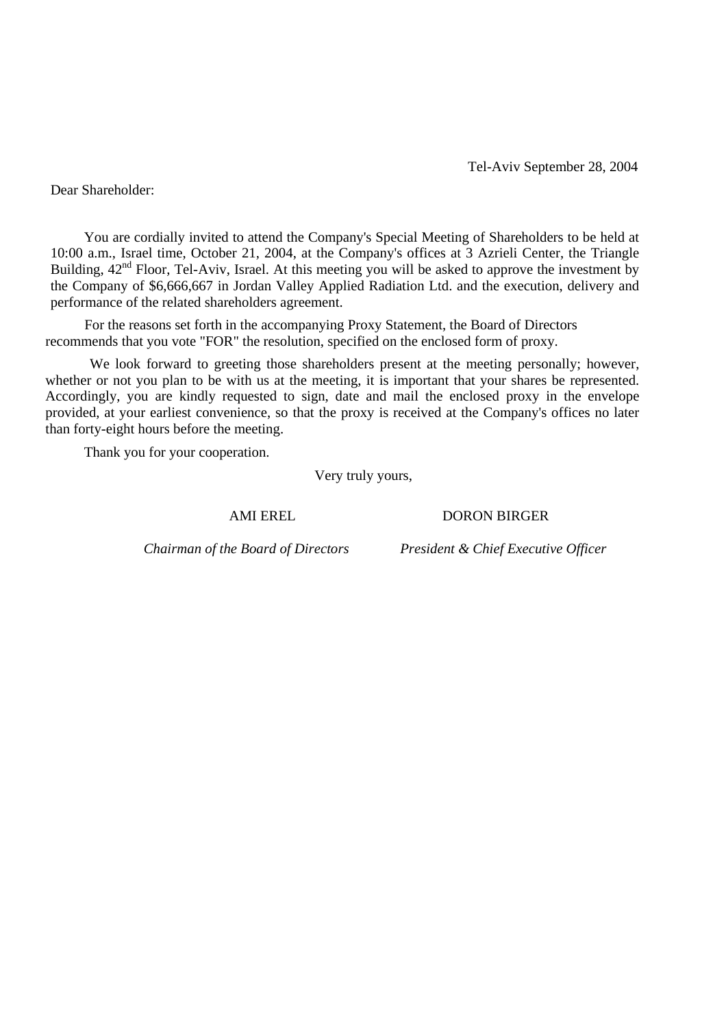Tel-Aviv September 28, 2004

Dear Shareholder:

You are cordially invited to attend the Company's Special Meeting of Shareholders to be held at 10:00 a.m., Israel time, October 21, 2004, at the Company's offices at 3 Azrieli Center, the Triangle Building, 42nd Floor, Tel-Aviv, Israel. At this meeting you will be asked to approve the investment by the Company of $6,666,667 in Jordan Valley Applied Radiation Ltd. and the execution, delivery and performance of the related shareholders agreement.

For the reasons set forth in the accompanying Proxy Statement, the Board of Directors recommends that you vote "FOR" the resolution, specified on the enclosed form of proxy.

We look forward to greeting those shareholders present at the meeting personally; however, whether or not you plan to be with us at the meeting, it is important that your shares be represented. Accordingly, you are kindly requested to sign, date and mail the enclosed proxy in the envelope provided, at your earliest convenience, so that the proxy is received at the Company's offices no later than forty-eight hours before the meeting.

Thank you for your cooperation.

Very truly yours,

AMI EREL
*Chairman of the Board of Directors*

DORON BIRGER
*President & Chief Executive Officer*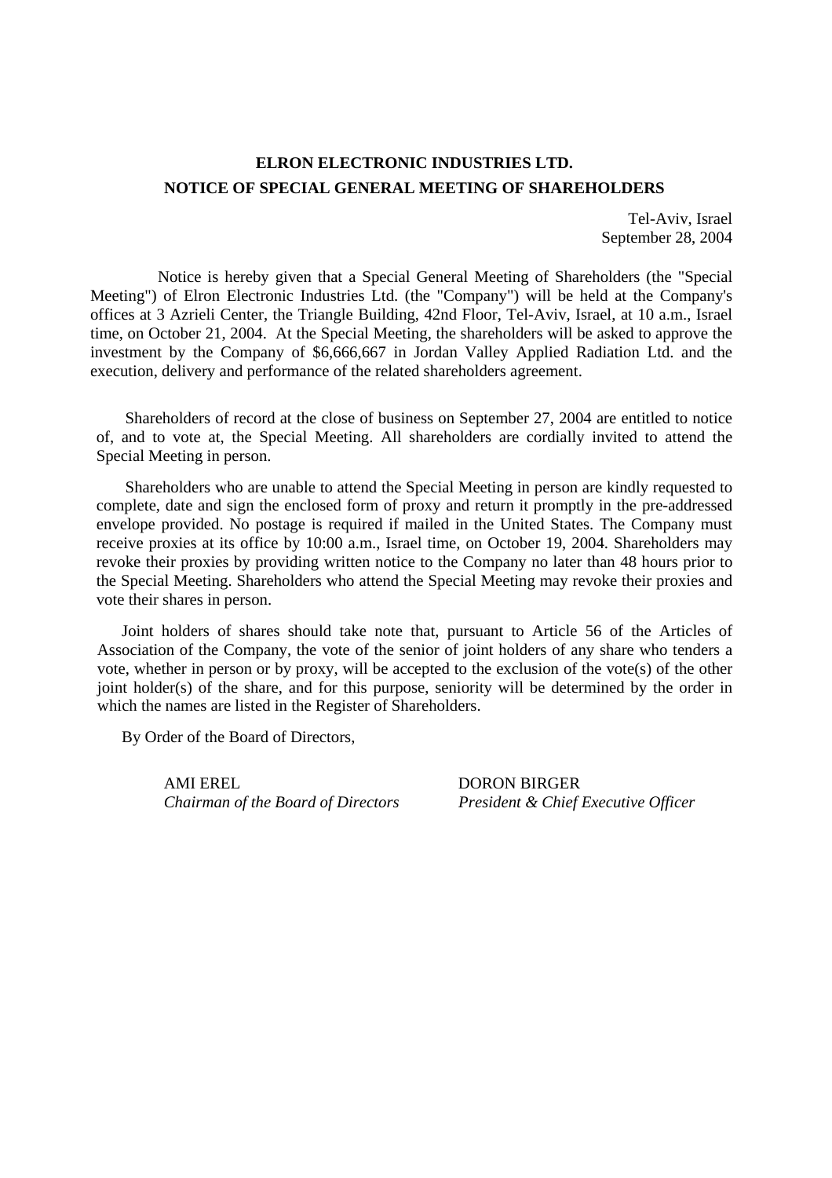**ELRON ELECTRONIC INDUSTRIES LTD.**

**NOTICE OF SPECIAL GENERAL MEETING OF SHAREHOLDERS**

Tel-Aviv, Israel
September 28, 2004

Notice is hereby given that a Special General Meeting of Shareholders (the "Special Meeting") of Elron Electronic Industries Ltd. (the "Company") will be held at the Company's offices at 3 Azrieli Center, the Triangle Building, 42nd Floor, Tel-Aviv, Israel, at 10 a.m., Israel time, on October 21, 2004. At the Special Meeting, the shareholders will be asked to approve the investment by the Company of $6,666,667 in Jordan Valley Applied Radiation Ltd. and the execution, delivery and performance of the related shareholders agreement.

Shareholders of record at the close of business on September 27, 2004 are entitled to notice of, and to vote at, the Special Meeting. All shareholders are cordially invited to attend the Special Meeting in person.

Shareholders who are unable to attend the Special Meeting in person are kindly requested to complete, date and sign the enclosed form of proxy and return it promptly in the pre-addressed envelope provided. No postage is required if mailed in the United States. The Company must receive proxies at its office by 10:00 a.m., Israel time, on October 19, 2004. Shareholders may revoke their proxies by providing written notice to the Company no later than 48 hours prior to the Special Meeting. Shareholders who attend the Special Meeting may revoke their proxies and vote their shares in person.

Joint holders of shares should take note that, pursuant to Article 56 of the Articles of Association of the Company, the vote of the senior of joint holders of any share who tenders a vote, whether in person or by proxy, will be accepted to the exclusion of the vote(s) of the other joint holder(s) of the share, and for this purpose, seniority will be determined by the order in which the names are listed in the Register of Shareholders.

By Order of the Board of Directors,

AMI EREL
*Chairman of the Board of Directors*

DORON BIRGER
*President & Chief Executive Officer*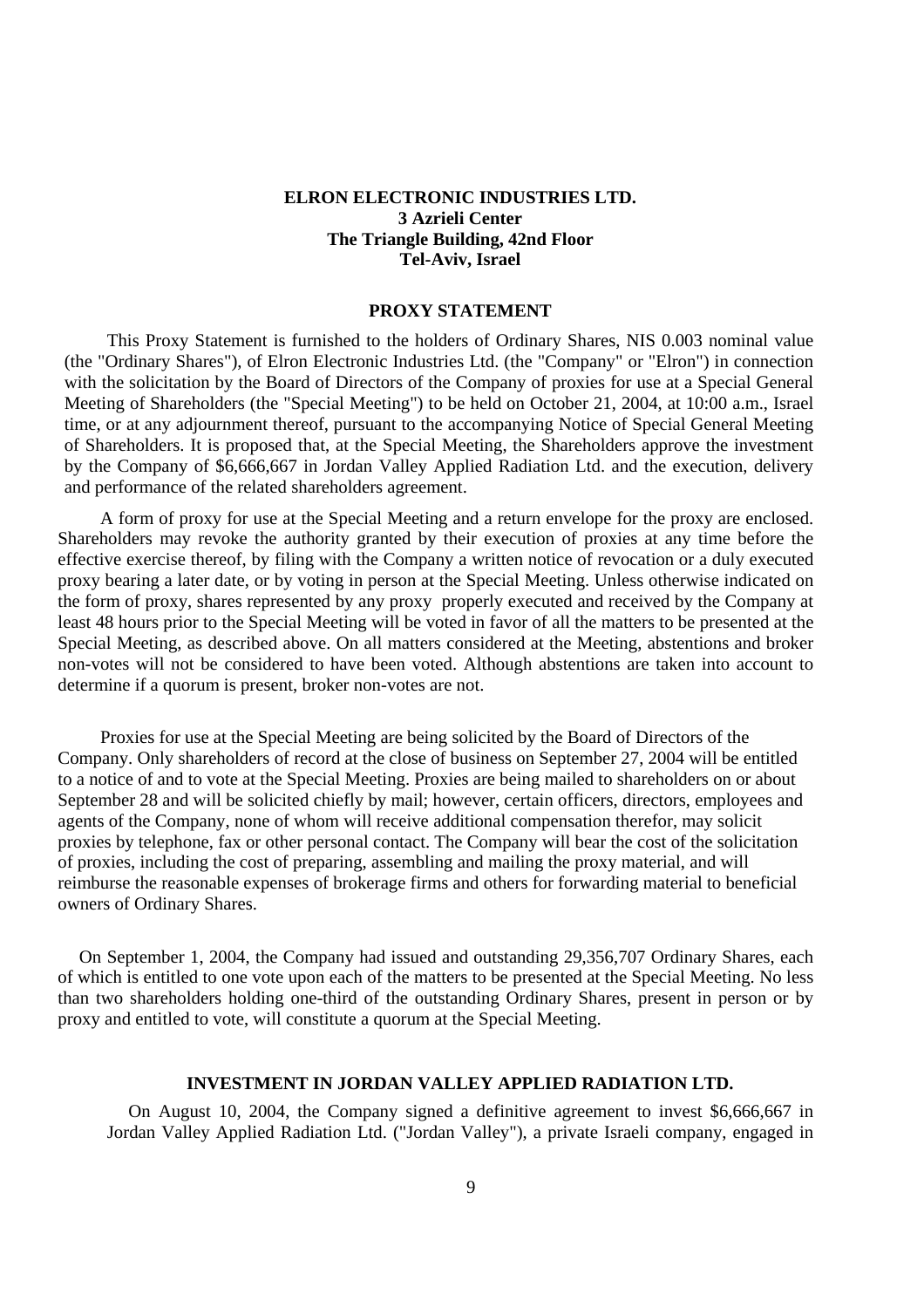**ELRON ELECTRONIC INDUSTRIES LTD.**
**3 Azrieli Center**
**The Triangle Building, 42nd Floor**
**Tel-Aviv, Israel**

## PROXY STATEMENT

This Proxy Statement is furnished to the holders of Ordinary Shares, NIS 0.003 nominal value (the "Ordinary Shares"), of Elron Electronic Industries Ltd. (the "Company" or "Elron") in connection with the solicitation by the Board of Directors of the Company of proxies for use at a Special General Meeting of Shareholders (the "Special Meeting") to be held on October 21, 2004, at 10:00 a.m., Israel time, or at any adjournment thereof, pursuant to the accompanying Notice of Special General Meeting of Shareholders. It is proposed that, at the Special Meeting, the Shareholders approve the investment by the Company of $6,666,667 in Jordan Valley Applied Radiation Ltd. and the execution, delivery and performance of the related shareholders agreement.

A form of proxy for use at the Special Meeting and a return envelope for the proxy are enclosed. Shareholders may revoke the authority granted by their execution of proxies at any time before the effective exercise thereof, by filing with the Company a written notice of revocation or a duly executed proxy bearing a later date, or by voting in person at the Special Meeting. Unless otherwise indicated on the form of proxy, shares represented by any proxy properly executed and received by the Company at least 48 hours prior to the Special Meeting will be voted in favor of all the matters to be presented at the Special Meeting, as described above. On all matters considered at the Meeting, abstentions and broker non-votes will not be considered to have been voted. Although abstentions are taken into account to determine if a quorum is present, broker non-votes are not.

Proxies for use at the Special Meeting are being solicited by the Board of Directors of the Company. Only shareholders of record at the close of business on September 27, 2004 will be entitled to a notice of and to vote at the Special Meeting. Proxies are being mailed to shareholders on or about September 28 and will be solicited chiefly by mail; however, certain officers, directors, employees and agents of the Company, none of whom will receive additional compensation therefor, may solicit proxies by telephone, fax or other personal contact. The Company will bear the cost of the solicitation of proxies, including the cost of preparing, assembling and mailing the proxy material, and will reimburse the reasonable expenses of brokerage firms and others for forwarding material to beneficial owners of Ordinary Shares.

On September 1, 2004, the Company had issued and outstanding 29,356,707 Ordinary Shares, each of which is entitled to one vote upon each of the matters to be presented at the Special Meeting. No less than two shareholders holding one-third of the outstanding Ordinary Shares, present in person or by proxy and entitled to vote, will constitute a quorum at the Special Meeting.

## INVESTMENT IN JORDAN VALLEY APPLIED RADIATION LTD.

On August 10, 2004, the Company signed a definitive agreement to invest $6,666,667 in Jordan Valley Applied Radiation Ltd. ("Jordan Valley"), a private Israeli company, engaged in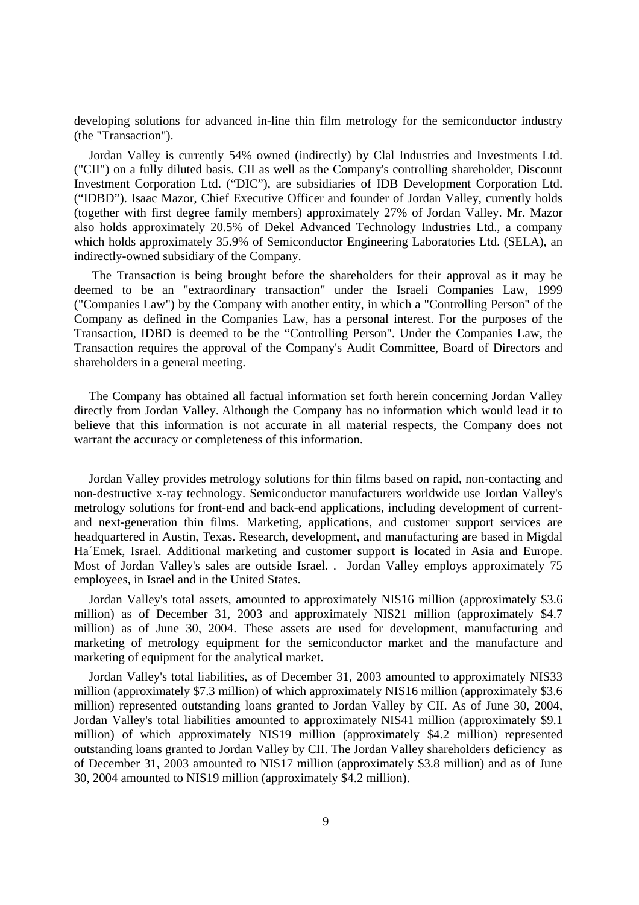developing solutions for advanced in-line thin film metrology for the semiconductor industry (the "Transaction").

Jordan Valley is currently 54% owned (indirectly) by Clal Industries and Investments Ltd. ("CII") on a fully diluted basis. CII as well as the Company's controlling shareholder, Discount Investment Corporation Ltd. ("DIC"), are subsidiaries of IDB Development Corporation Ltd. ("IDBD"). Isaac Mazor, Chief Executive Officer and founder of Jordan Valley, currently holds (together with first degree family members) approximately 27% of Jordan Valley. Mr. Mazor also holds approximately 20.5% of Dekel Advanced Technology Industries Ltd., a company which holds approximately 35.9% of Semiconductor Engineering Laboratories Ltd. (SELA), an indirectly-owned subsidiary of the Company.

The Transaction is being brought before the shareholders for their approval as it may be deemed to be an "extraordinary transaction" under the Israeli Companies Law, 1999 ("Companies Law") by the Company with another entity, in which a "Controlling Person" of the Company as defined in the Companies Law, has a personal interest. For the purposes of the Transaction, IDBD is deemed to be the "Controlling Person". Under the Companies Law, the Transaction requires the approval of the Company's Audit Committee, Board of Directors and shareholders in a general meeting.

The Company has obtained all factual information set forth herein concerning Jordan Valley directly from Jordan Valley. Although the Company has no information which would lead it to believe that this information is not accurate in all material respects, the Company does not warrant the accuracy or completeness of this information.

Jordan Valley provides metrology solutions for thin films based on rapid, non-contacting and non-destructive x-ray technology. Semiconductor manufacturers worldwide use Jordan Valley's metrology solutions for front-end and back-end applications, including development of current- and next-generation thin films. Marketing, applications, and customer support services are headquartered in Austin, Texas. Research, development, and manufacturing are based in Migdal Ha´Emek, Israel. Additional marketing and customer support is located in Asia and Europe. Most of Jordan Valley's sales are outside Israel. . Jordan Valley employs approximately 75 employees, in Israel and in the United States.

Jordan Valley's total assets, amounted to approximately NIS16 million (approximately $3.6 million) as of December 31, 2003 and approximately NIS21 million (approximately $4.7 million) as of June 30, 2004. These assets are used for development, manufacturing and marketing of metrology equipment for the semiconductor market and the manufacture and marketing of equipment for the analytical market.

Jordan Valley's total liabilities, as of December 31, 2003 amounted to approximately NIS33 million (approximately $7.3 million) of which approximately NIS16 million (approximately $3.6 million) represented outstanding loans granted to Jordan Valley by CII. As of June 30, 2004, Jordan Valley's total liabilities amounted to approximately NIS41 million (approximately $9.1 million) of which approximately NIS19 million (approximately $4.2 million) represented outstanding loans granted to Jordan Valley by CII. The Jordan Valley shareholders deficiency as of December 31, 2003 amounted to NIS17 million (approximately $3.8 million) and as of June 30, 2004 amounted to NIS19 million (approximately $4.2 million).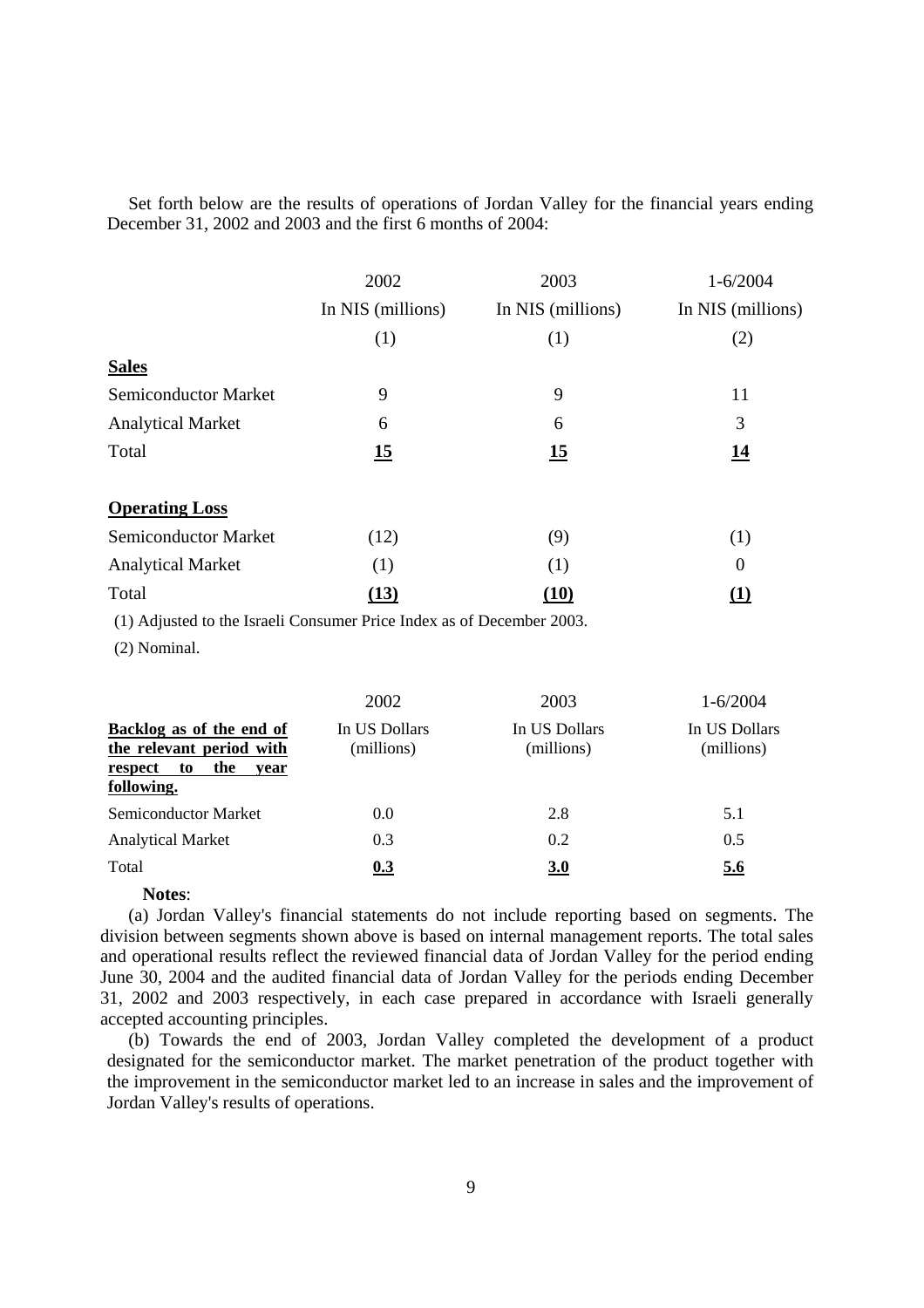Set forth below are the results of operations of Jordan Valley for the financial years ending December 31, 2002 and 2003 and the first 6 months of 2004:

| | 2002 | 2003 | 1-6/2004 |
|---|---|---|---|
| | In NIS (millions) | In NIS (millions) | In NIS (millions) |
| | (1) | (1) | (2) |
| **Sales** | | | |
| Semiconductor Market | 9 | 9 | 11 |
| Analytical Market | 6 | 6 | 3 |
| Total | **15** | **15** | **14** |
| **Operating Loss** | | | |
| Semiconductor Market | (12) | (9) | (1) |
| Analytical Market | (1) | (1) | 0 |
| Total | **(13)** | **(10)** | **(1)** |

(1) Adjusted to the Israeli Consumer Price Index as of December 2003.

(2) Nominal.

| | 2002 | 2003 | 1-6/2004 |
|---|---|---|---|
| **Backlog as of the end of the relevant period with respect to the year following.** | In US Dollars (millions) | In US Dollars (millions) | In US Dollars (millions) |
| Semiconductor Market | 0.0 | 2.8 | 5.1 |
| Analytical Market | 0.3 | 0.2 | 0.5 |
| Total | **0.3** | **3.0** | **5.6** |

**Notes**:

(a) Jordan Valley's financial statements do not include reporting based on segments. The division between segments shown above is based on internal management reports. The total sales and operational results reflect the reviewed financial data of Jordan Valley for the period ending June 30, 2004 and the audited financial data of Jordan Valley for the periods ending December 31, 2002 and 2003 respectively, in each case prepared in accordance with Israeli generally accepted accounting principles.

(b) Towards the end of 2003, Jordan Valley completed the development of a product designated for the semiconductor market. The market penetration of the product together with the improvement in the semiconductor market led to an increase in sales and the improvement of Jordan Valley's results of operations.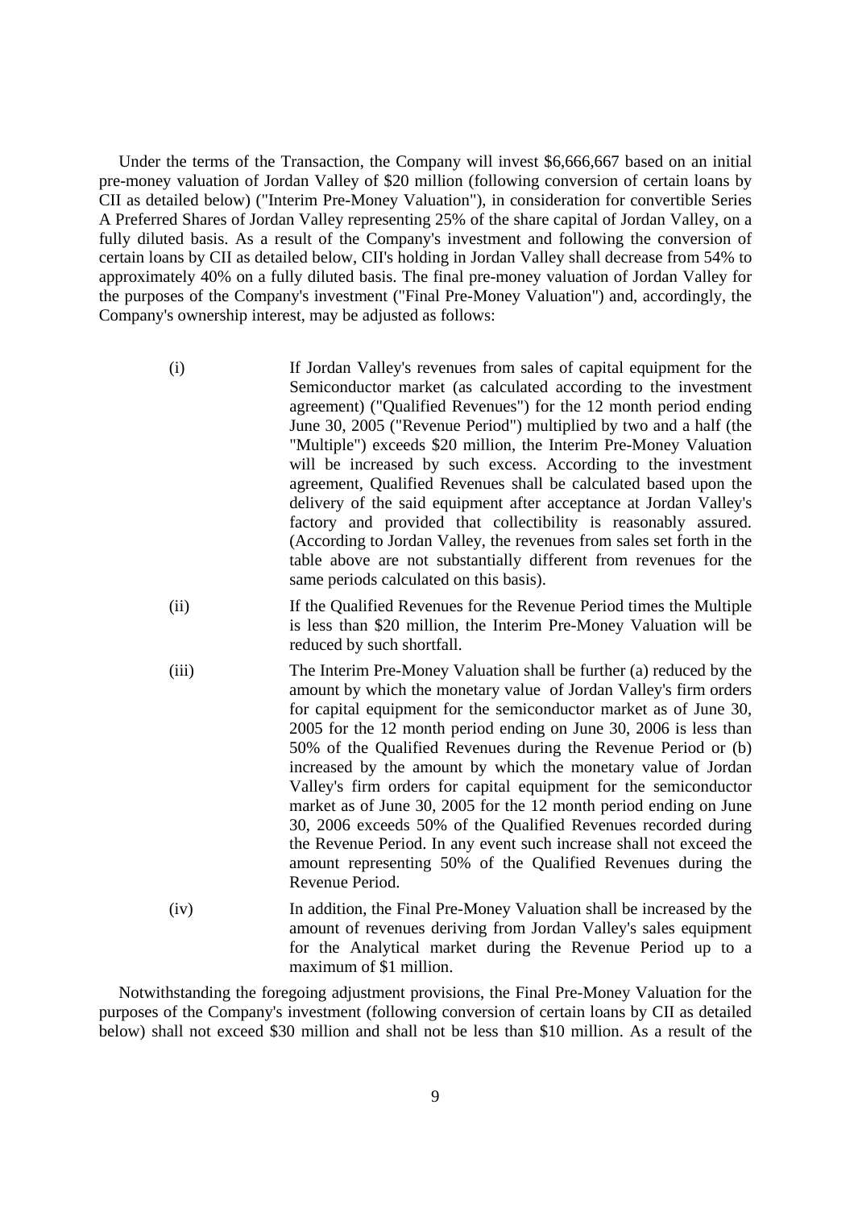Under the terms of the Transaction, the Company will invest $6,666,667 based on an initial pre-money valuation of Jordan Valley of $20 million (following conversion of certain loans by CII as detailed below) ("Interim Pre-Money Valuation"), in consideration for convertible Series A Preferred Shares of Jordan Valley representing 25% of the share capital of Jordan Valley, on a fully diluted basis. As a result of the Company's investment and following the conversion of certain loans by CII as detailed below, CII's holding in Jordan Valley shall decrease from 54% to approximately 40% on a fully diluted basis. The final pre-money valuation of Jordan Valley for the purposes of the Company's investment ("Final Pre-Money Valuation") and, accordingly, the Company's ownership interest, may be adjusted as follows:

(i) If Jordan Valley's revenues from sales of capital equipment for the Semiconductor market (as calculated according to the investment agreement) ("Qualified Revenues") for the 12 month period ending June 30, 2005 ("Revenue Period") multiplied by two and a half (the "Multiple") exceeds $20 million, the Interim Pre-Money Valuation will be increased by such excess. According to the investment agreement, Qualified Revenues shall be calculated based upon the delivery of the said equipment after acceptance at Jordan Valley's factory and provided that collectibility is reasonably assured. (According to Jordan Valley, the revenues from sales set forth in the table above are not substantially different from revenues for the same periods calculated on this basis).

(ii) If the Qualified Revenues for the Revenue Period times the Multiple is less than $20 million, the Interim Pre-Money Valuation will be reduced by such shortfall.

(iii) The Interim Pre-Money Valuation shall be further (a) reduced by the amount by which the monetary value of Jordan Valley's firm orders for capital equipment for the semiconductor market as of June 30, 2005 for the 12 month period ending on June 30, 2006 is less than 50% of the Qualified Revenues during the Revenue Period or (b) increased by the amount by which the monetary value of Jordan Valley's firm orders for capital equipment for the semiconductor market as of June 30, 2005 for the 12 month period ending on June 30, 2006 exceeds 50% of the Qualified Revenues recorded during the Revenue Period. In any event such increase shall not exceed the amount representing 50% of the Qualified Revenues during the Revenue Period.

(iv) In addition, the Final Pre-Money Valuation shall be increased by the amount of revenues deriving from Jordan Valley's sales equipment for the Analytical market during the Revenue Period up to a maximum of $1 million.

Notwithstanding the foregoing adjustment provisions, the Final Pre-Money Valuation for the purposes of the Company's investment (following conversion of certain loans by CII as detailed below) shall not exceed $30 million and shall not be less than $10 million. As a result of the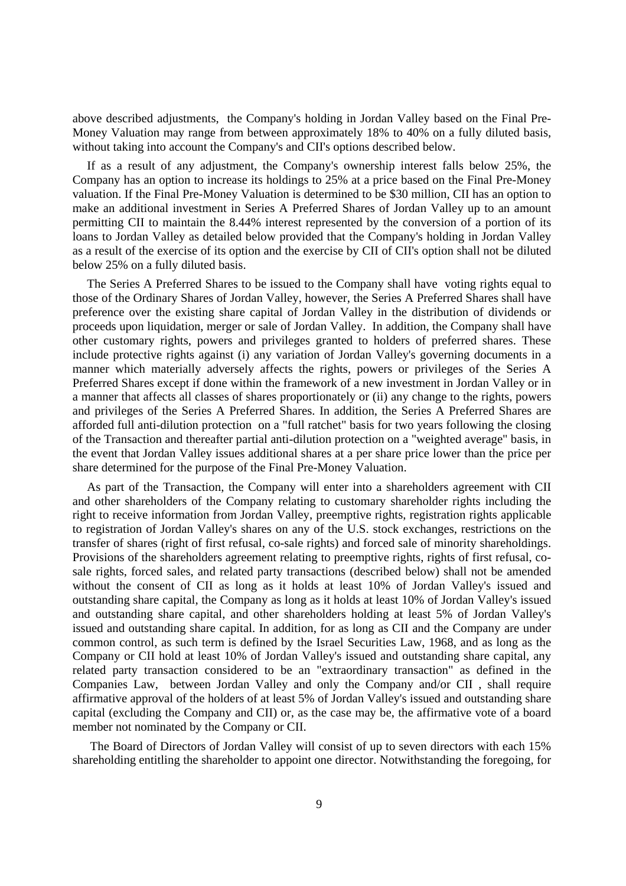above described adjustments, the Company's holding in Jordan Valley based on the Final Pre-Money Valuation may range from between approximately 18% to 40% on a fully diluted basis, without taking into account the Company's and CII's options described below.

If as a result of any adjustment, the Company's ownership interest falls below 25%, the Company has an option to increase its holdings to 25% at a price based on the Final Pre-Money valuation. If the Final Pre-Money Valuation is determined to be \$30 million, CII has an option to make an additional investment in Series A Preferred Shares of Jordan Valley up to an amount permitting CII to maintain the 8.44% interest represented by the conversion of a portion of its loans to Jordan Valley as detailed below provided that the Company's holding in Jordan Valley as a result of the exercise of its option and the exercise by CII of CII's option shall not be diluted below 25% on a fully diluted basis.

The Series A Preferred Shares to be issued to the Company shall have voting rights equal to those of the Ordinary Shares of Jordan Valley, however, the Series A Preferred Shares shall have preference over the existing share capital of Jordan Valley in the distribution of dividends or proceeds upon liquidation, merger or sale of Jordan Valley. In addition, the Company shall have other customary rights, powers and privileges granted to holders of preferred shares. These include protective rights against (i) any variation of Jordan Valley's governing documents in a manner which materially adversely affects the rights, powers or privileges of the Series A Preferred Shares except if done within the framework of a new investment in Jordan Valley or in a manner that affects all classes of shares proportionately or (ii) any change to the rights, powers and privileges of the Series A Preferred Shares. In addition, the Series A Preferred Shares are afforded full anti-dilution protection on a "full ratchet" basis for two years following the closing of the Transaction and thereafter partial anti-dilution protection on a "weighted average" basis, in the event that Jordan Valley issues additional shares at a per share price lower than the price per share determined for the purpose of the Final Pre-Money Valuation.

As part of the Transaction, the Company will enter into a shareholders agreement with CII and other shareholders of the Company relating to customary shareholder rights including the right to receive information from Jordan Valley, preemptive rights, registration rights applicable to registration of Jordan Valley's shares on any of the U.S. stock exchanges, restrictions on the transfer of shares (right of first refusal, co-sale rights) and forced sale of minority shareholdings. Provisions of the shareholders agreement relating to preemptive rights, rights of first refusal, co-sale rights, forced sales, and related party transactions (described below) shall not be amended without the consent of CII as long as it holds at least 10% of Jordan Valley's issued and outstanding share capital, the Company as long as it holds at least 10% of Jordan Valley's issued and outstanding share capital, and other shareholders holding at least 5% of Jordan Valley's issued and outstanding share capital. In addition, for as long as CII and the Company are under common control, as such term is defined by the Israel Securities Law, 1968, and as long as the Company or CII hold at least 10% of Jordan Valley's issued and outstanding share capital, any related party transaction considered to be an "extraordinary transaction" as defined in the Companies Law, between Jordan Valley and only the Company and/or CII , shall require affirmative approval of the holders of at least 5% of Jordan Valley's issued and outstanding share capital (excluding the Company and CII) or, as the case may be, the affirmative vote of a board member not nominated by the Company or CII.

The Board of Directors of Jordan Valley will consist of up to seven directors with each 15% shareholding entitling the shareholder to appoint one director. Notwithstanding the foregoing, for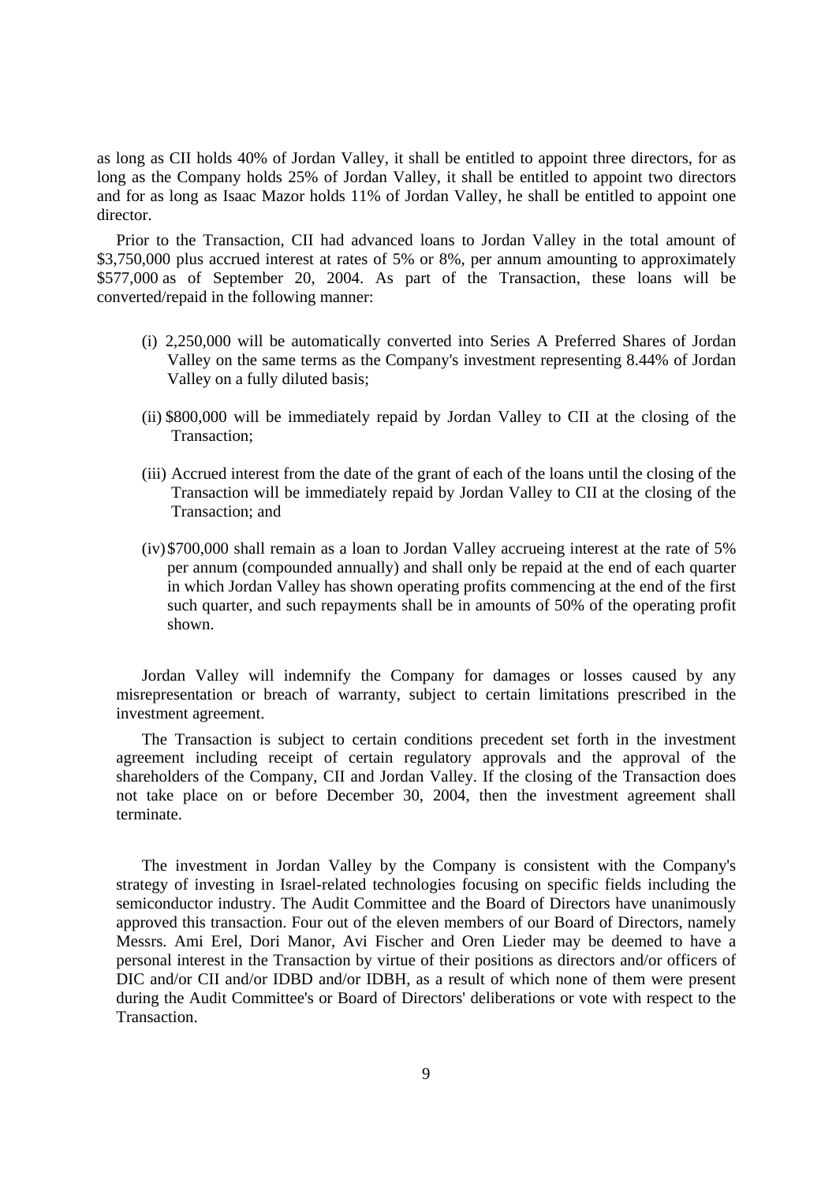as long as CII holds 40% of Jordan Valley, it shall be entitled to appoint three directors, for as long as the Company holds 25% of Jordan Valley, it shall be entitled to appoint two directors and for as long as Isaac Mazor holds 11% of Jordan Valley, he shall be entitled to appoint one director.

Prior to the Transaction, CII had advanced loans to Jordan Valley in the total amount of \$3,750,000 plus accrued interest at rates of 5% or 8%, per annum amounting to approximately \$577,000 as of September 20, 2004. As part of the Transaction, these loans will be converted/repaid in the following manner:

(i) 2,250,000 will be automatically converted into Series A Preferred Shares of Jordan Valley on the same terms as the Company's investment representing 8.44% of Jordan Valley on a fully diluted basis;

(ii) \$800,000 will be immediately repaid by Jordan Valley to CII at the closing of the Transaction;

(iii) Accrued interest from the date of the grant of each of the loans until the closing of the Transaction will be immediately repaid by Jordan Valley to CII at the closing of the Transaction; and

(iv) \$700,000 shall remain as a loan to Jordan Valley accrueing interest at the rate of 5% per annum (compounded annually) and shall only be repaid at the end of each quarter in which Jordan Valley has shown operating profits commencing at the end of the first such quarter, and such repayments shall be in amounts of 50% of the operating profit shown.

Jordan Valley will indemnify the Company for damages or losses caused by any misrepresentation or breach of warranty, subject to certain limitations prescribed in the investment agreement.

The Transaction is subject to certain conditions precedent set forth in the investment agreement including receipt of certain regulatory approvals and the approval of the shareholders of the Company, CII and Jordan Valley. If the closing of the Transaction does not take place on or before December 30, 2004, then the investment agreement shall terminate.

The investment in Jordan Valley by the Company is consistent with the Company's strategy of investing in Israel-related technologies focusing on specific fields including the semiconductor industry. The Audit Committee and the Board of Directors have unanimously approved this transaction. Four out of the eleven members of our Board of Directors, namely Messrs. Ami Erel, Dori Manor, Avi Fischer and Oren Lieder may be deemed to have a personal interest in the Transaction by virtue of their positions as directors and/or officers of DIC and/or CII and/or IDBD and/or IDBH, as a result of which none of them were present during the Audit Committee's or Board of Directors' deliberations or vote with respect to the Transaction.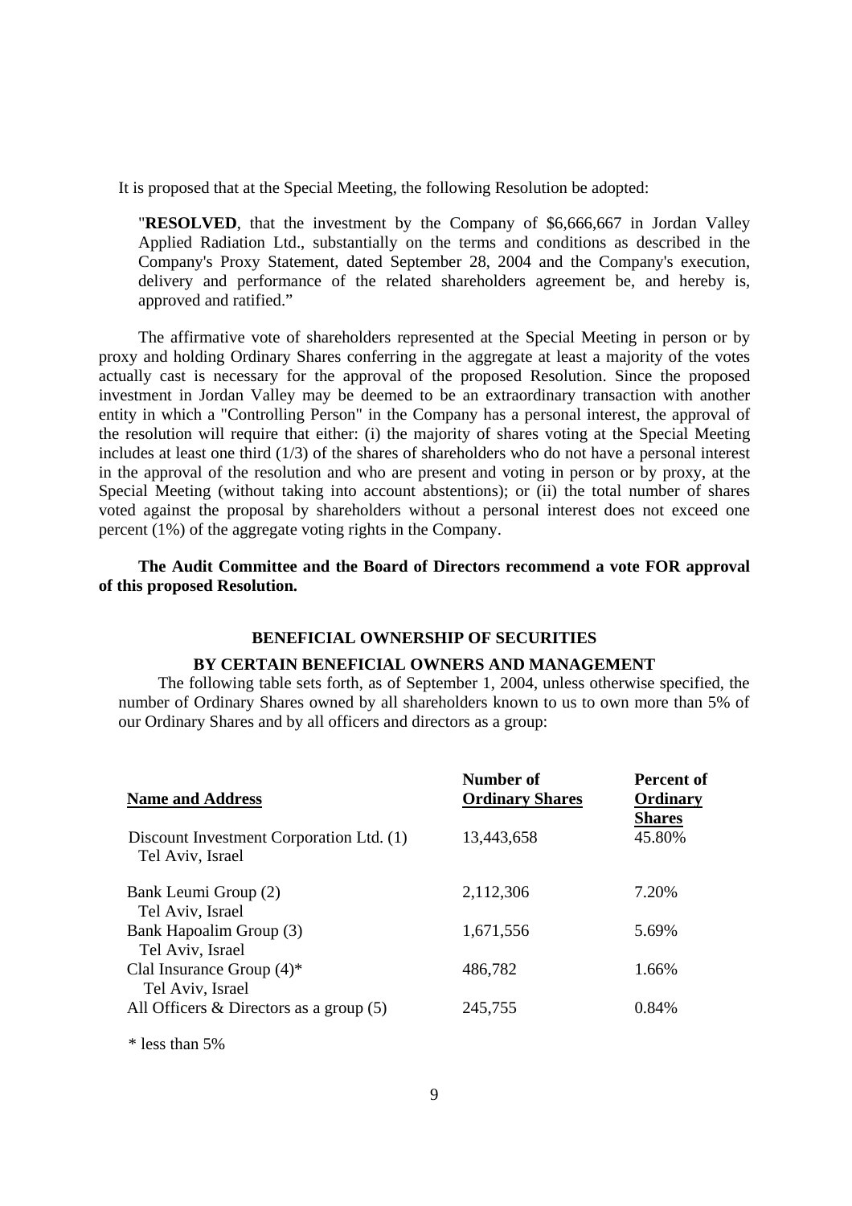It is proposed that at the Special Meeting, the following Resolution be adopted:

> "**RESOLVED**, that the investment by the Company of $6,666,667 in Jordan Valley Applied Radiation Ltd., substantially on the terms and conditions as described in the Company's Proxy Statement, dated September 28, 2004 and the Company's execution, delivery and performance of the related shareholders agreement be, and hereby is, approved and ratified."

The affirmative vote of shareholders represented at the Special Meeting in person or by proxy and holding Ordinary Shares conferring in the aggregate at least a majority of the votes actually cast is necessary for the approval of the proposed Resolution. Since the proposed investment in Jordan Valley may be deemed to be an extraordinary transaction with another entity in which a "Controlling Person" in the Company has a personal interest, the approval of the resolution will require that either: (i) the majority of shares voting at the Special Meeting includes at least one third (1/3) of the shares of shareholders who do not have a personal interest in the approval of the resolution and who are present and voting in person or by proxy, at the Special Meeting (without taking into account abstentions); or (ii) the total number of shares voted against the proposal by shareholders without a personal interest does not exceed one percent (1%) of the aggregate voting rights in the Company.

**The Audit Committee and the Board of Directors recommend a vote FOR approval of this proposed Resolution.**

## BENEFICIAL OWNERSHIP OF SECURITIES BY CERTAIN BENEFICIAL OWNERS AND MANAGEMENT

The following table sets forth, as of September 1, 2004, unless otherwise specified, the number of Ordinary Shares owned by all shareholders known to us to own more than 5% of our Ordinary Shares and by all officers and directors as a group:

| Name and Address | Number of Ordinary Shares | Percent of Ordinary Shares |
|---|---|---|
| Discount Investment Corporation Ltd. (1)<br>Tel Aviv, Israel | 13,443,658 | 45.80% |
| Bank Leumi Group (2)<br>Tel Aviv, Israel | 2,112,306 | 7.20% |
| Bank Hapoalim Group (3)<br>Tel Aviv, Israel | 1,671,556 | 5.69% |
| Clal Insurance Group (4)*<br>Tel Aviv, Israel | 486,782 | 1.66% |
| All Officers & Directors as a group (5) | 245,755 | 0.84% |

\* less than 5%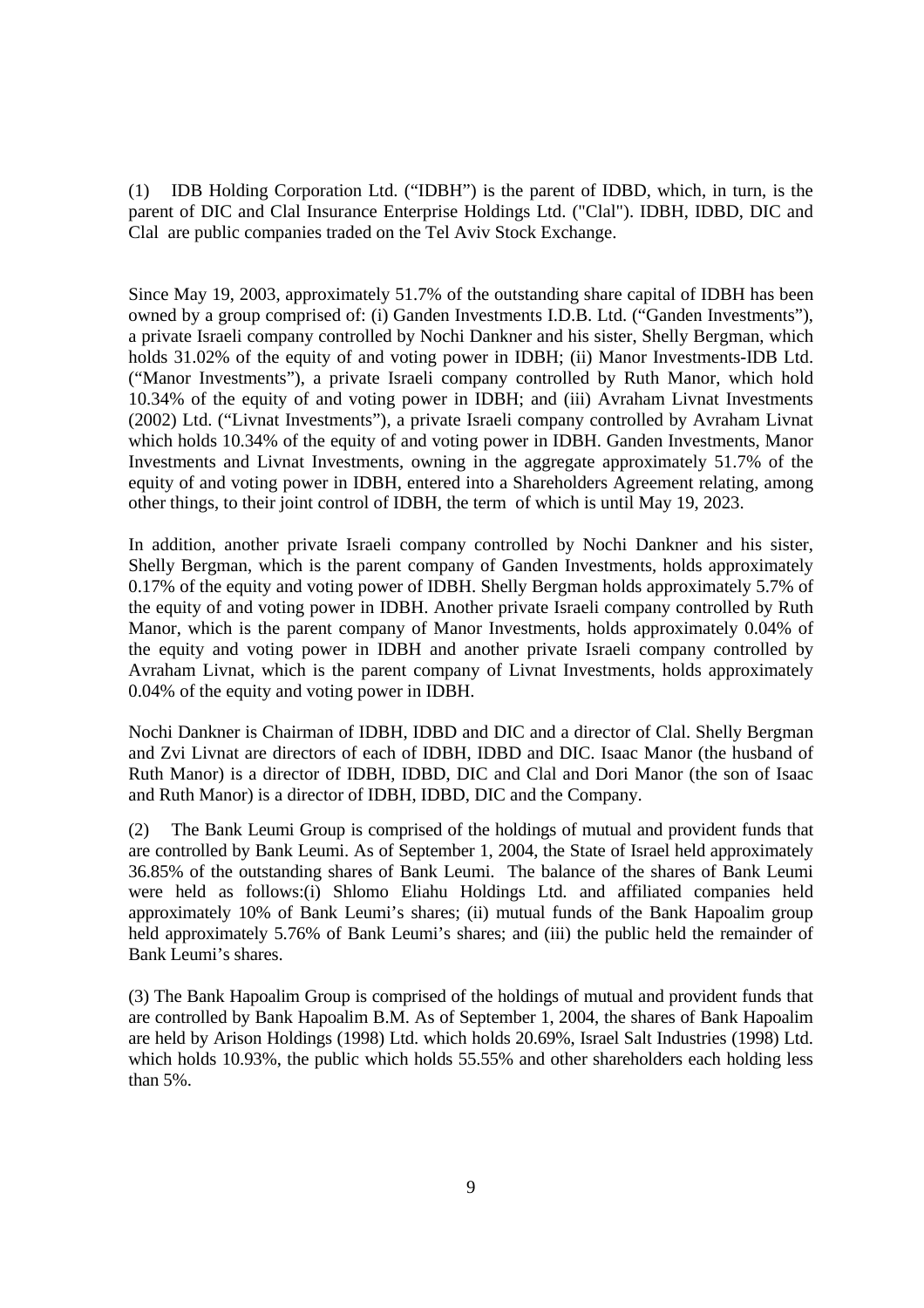(1) IDB Holding Corporation Ltd. ("IDBH") is the parent of IDBD, which, in turn, is the parent of DIC and Clal Insurance Enterprise Holdings Ltd. ("Clal"). IDBH, IDBD, DIC and Clal are public companies traded on the Tel Aviv Stock Exchange.

Since May 19, 2003, approximately 51.7% of the outstanding share capital of IDBH has been owned by a group comprised of: (i) Ganden Investments I.D.B. Ltd. ("Ganden Investments"), a private Israeli company controlled by Nochi Dankner and his sister, Shelly Bergman, which holds 31.02% of the equity of and voting power in IDBH; (ii) Manor Investments-IDB Ltd. ("Manor Investments"), a private Israeli company controlled by Ruth Manor, which hold 10.34% of the equity of and voting power in IDBH; and (iii) Avraham Livnat Investments (2002) Ltd. ("Livnat Investments"), a private Israeli company controlled by Avraham Livnat which holds 10.34% of the equity of and voting power in IDBH. Ganden Investments, Manor Investments and Livnat Investments, owning in the aggregate approximately 51.7% of the equity of and voting power in IDBH, entered into a Shareholders Agreement relating, among other things, to their joint control of IDBH, the term of which is until May 19, 2023.

In addition, another private Israeli company controlled by Nochi Dankner and his sister, Shelly Bergman, which is the parent company of Ganden Investments, holds approximately 0.17% of the equity and voting power of IDBH. Shelly Bergman holds approximately 5.7% of the equity of and voting power in IDBH. Another private Israeli company controlled by Ruth Manor, which is the parent company of Manor Investments, holds approximately 0.04% of the equity and voting power in IDBH and another private Israeli company controlled by Avraham Livnat, which is the parent company of Livnat Investments, holds approximately 0.04% of the equity and voting power in IDBH.

Nochi Dankner is Chairman of IDBH, IDBD and DIC and a director of Clal. Shelly Bergman and Zvi Livnat are directors of each of IDBH, IDBD and DIC. Isaac Manor (the husband of Ruth Manor) is a director of IDBH, IDBD, DIC and Clal and Dori Manor (the son of Isaac and Ruth Manor) is a director of IDBH, IDBD, DIC and the Company.

(2) The Bank Leumi Group is comprised of the holdings of mutual and provident funds that are controlled by Bank Leumi. As of September 1, 2004, the State of Israel held approximately 36.85% of the outstanding shares of Bank Leumi. The balance of the shares of Bank Leumi were held as follows:(i) Shlomo Eliahu Holdings Ltd. and affiliated companies held approximately 10% of Bank Leumi's shares; (ii) mutual funds of the Bank Hapoalim group held approximately 5.76% of Bank Leumi's shares; and (iii) the public held the remainder of Bank Leumi's shares.

(3) The Bank Hapoalim Group is comprised of the holdings of mutual and provident funds that are controlled by Bank Hapoalim B.M. As of September 1, 2004, the shares of Bank Hapoalim are held by Arison Holdings (1998) Ltd. which holds 20.69%, Israel Salt Industries (1998) Ltd. which holds 10.93%, the public which holds 55.55% and other shareholders each holding less than 5%.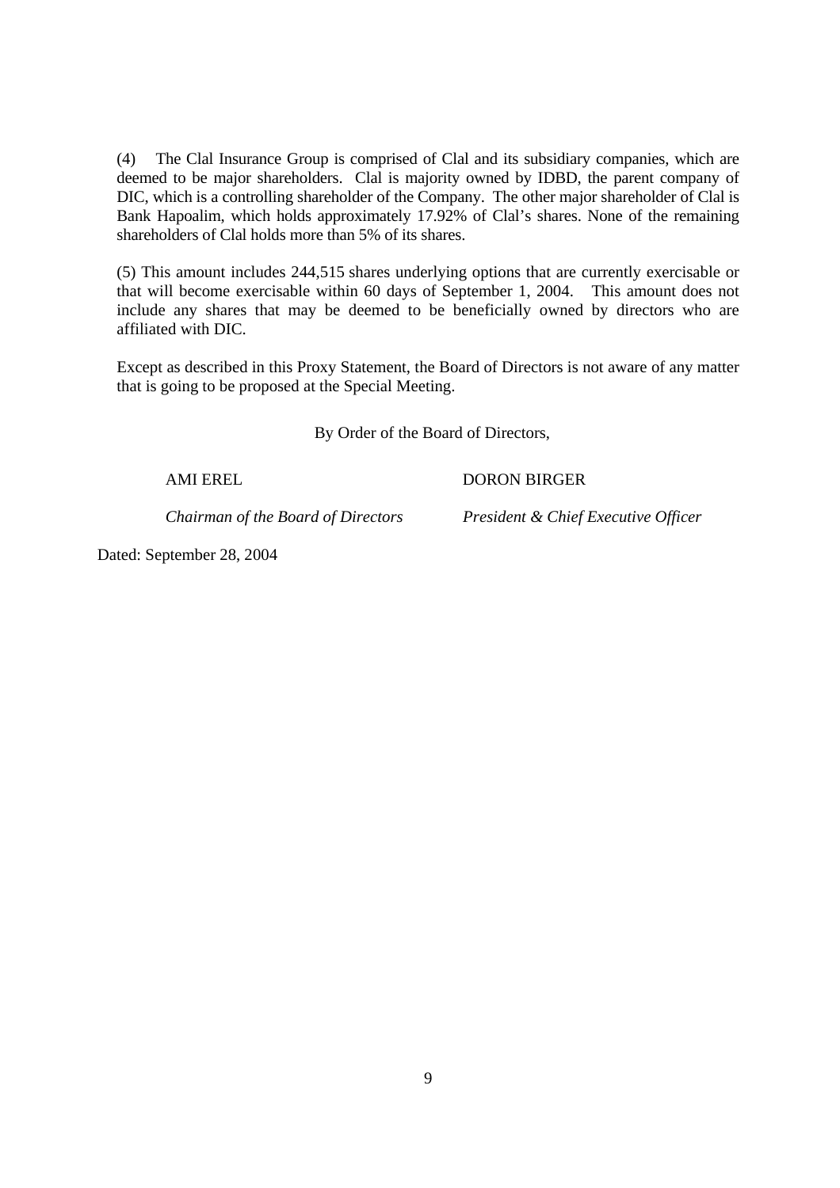(4) The Clal Insurance Group is comprised of Clal and its subsidiary companies, which are deemed to be major shareholders. Clal is majority owned by IDBD, the parent company of DIC, which is a controlling shareholder of the Company. The other major shareholder of Clal is Bank Hapoalim, which holds approximately 17.92% of Clal's shares. None of the remaining shareholders of Clal holds more than 5% of its shares.

(5) This amount includes 244,515 shares underlying options that are currently exercisable or that will become exercisable within 60 days of September 1, 2004. This amount does not include any shares that may be deemed to be beneficially owned by directors who are affiliated with DIC.

Except as described in this Proxy Statement, the Board of Directors is not aware of any matter that is going to be proposed at the Special Meeting.

By Order of the Board of Directors,

AMI EREL
*Chairman of the Board of Directors*

DORON BIRGER
*President & Chief Executive Officer*

Dated: September 28, 2004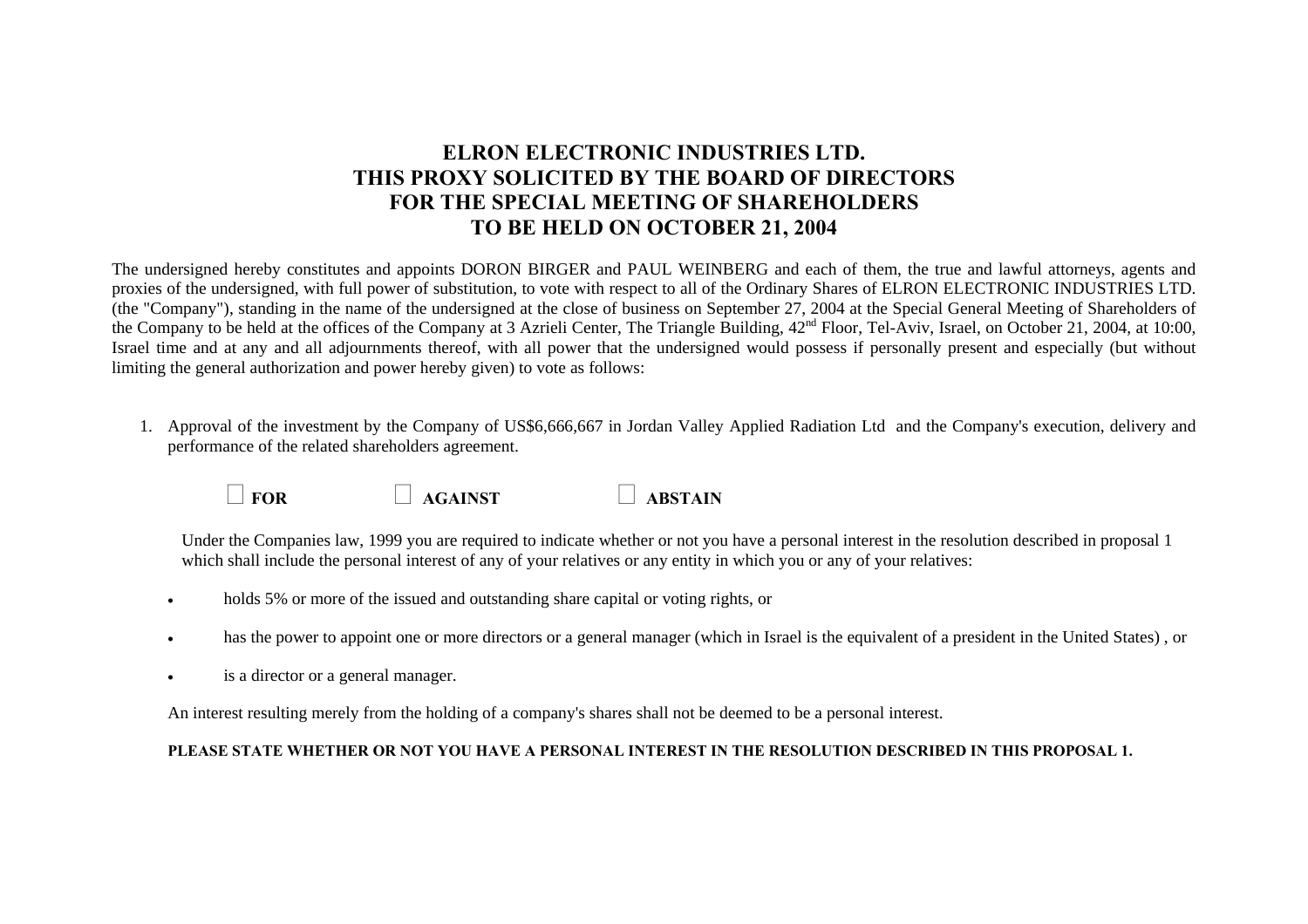# ELRON ELECTRONIC INDUSTRIES LTD.
# THIS PROXY SOLICITED BY THE BOARD OF DIRECTORS
# FOR THE SPECIAL MEETING OF SHAREHOLDERS
# TO BE HELD ON OCTOBER 21, 2004

The undersigned hereby constitutes and appoints DORON BIRGER and PAUL WEINBERG and each of them, the true and lawful attorneys, agents and proxies of the undersigned, with full power of substitution, to vote with respect to all of the Ordinary Shares of ELRON ELECTRONIC INDUSTRIES LTD. (the "Company"), standing in the name of the undersigned at the close of business on September 27, 2004 at the Special General Meeting of Shareholders of the Company to be held at the offices of the Company at 3 Azrieli Center, The Triangle Building, 42nd Floor, Tel-Aviv, Israel, on October 21, 2004, at 10:00, Israel time and at any and all adjournments thereof, with all power that the undersigned would possess if personally present and especially (but without limiting the general authorization and power hereby given) to vote as follows:

1. Approval of the investment by the Company of US$6,666,667 in Jordan Valley Applied Radiation Ltd and the Company's execution, delivery and performance of the related shareholders agreement.

   ☐ **FOR** ☐ **AGAINST** ☐ **ABSTAIN**

   Under the Companies law, 1999 you are required to indicate whether or not you have a personal interest in the resolution described in proposal 1 which shall include the personal interest of any of your relatives or any entity in which you or any of your relatives:

   - holds 5% or more of the issued and outstanding share capital or voting rights, or
   - has the power to appoint one or more directors or a general manager (which in Israel is the equivalent of a president in the United States) , or
   - is a director or a general manager.

   An interest resulting merely from the holding of a company's shares shall not be deemed to be a personal interest.

   **PLEASE STATE WHETHER OR NOT YOU HAVE A PERSONAL INTEREST IN THE RESOLUTION DESCRIBED IN THIS PROPOSAL 1.**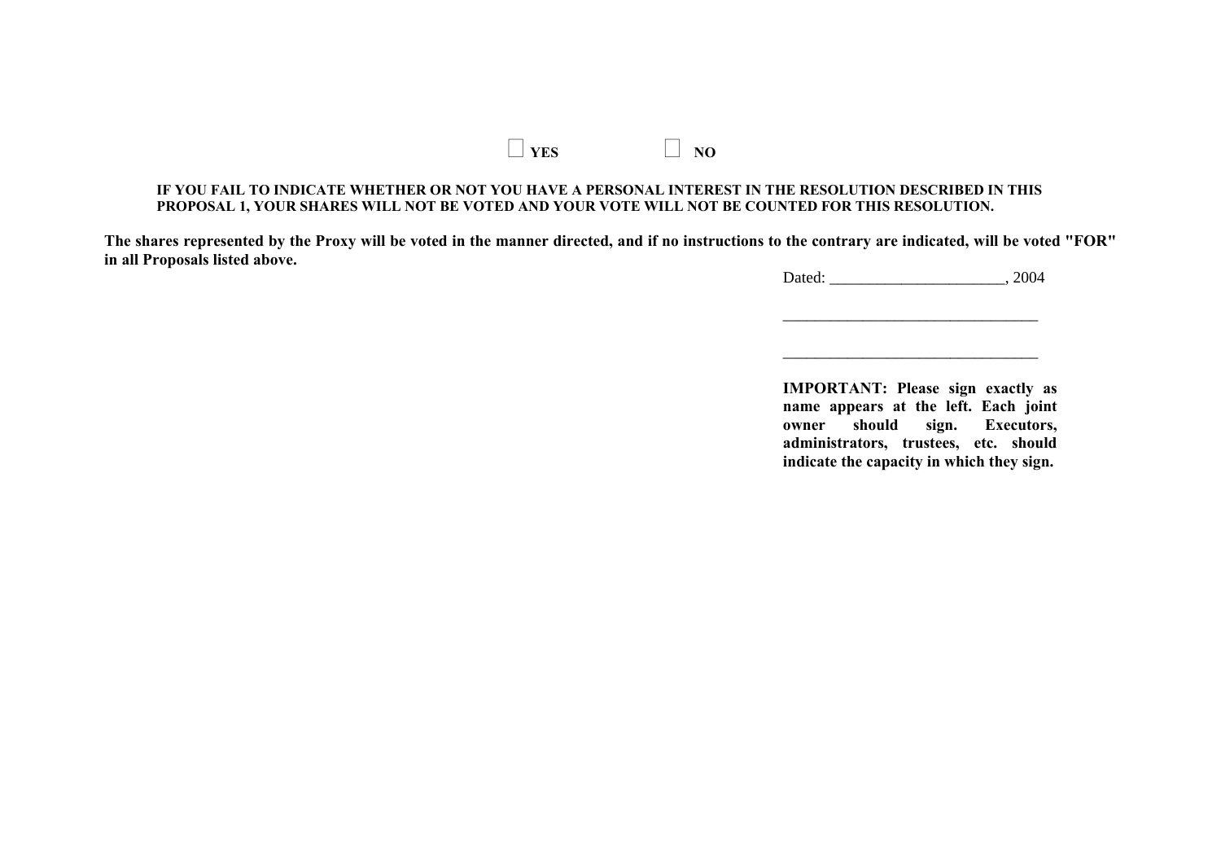☐ **YES** ☐ **NO**

**IF YOU FAIL TO INDICATE WHETHER OR NOT YOU HAVE A PERSONAL INTEREST IN THE RESOLUTION DESCRIBED IN THIS PROPOSAL 1, YOUR SHARES WILL NOT BE VOTED AND YOUR VOTE WILL NOT BE COUNTED FOR THIS RESOLUTION.**

**The shares represented by the Proxy will be voted in the manner directed, and if no instructions to the contrary are indicated, will be voted "FOR" in all Proposals listed above.**

Dated: ______________________, 2004

________________________________

________________________________

**IMPORTANT: Please sign exactly as name appears at the left. Each joint owner should sign. Executors, administrators, trustees, etc. should indicate the capacity in which they sign.**